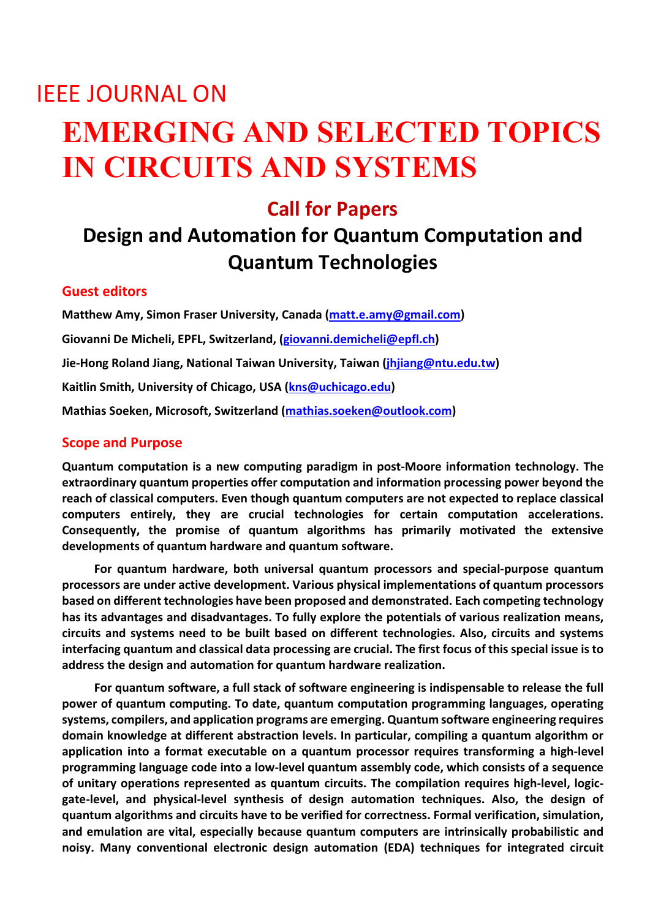IEEE JOURNAL ON

# EMERGING AND SELECTED TOPICS IN CIRCUITS AND SYSTEMS

## Call for Papers

## Design and Automation for Quantum Computation and Quantum Technologies

### Guest editors

**Matthew Amy, Simon Fraser University, Canada (matt.e.amy@gmail.com)**

**Giovanni De Micheli, EPFL, Switzerland, (giovanni.demicheli@epfl.ch)**

**Jie-Hong Roland Jiang, National Taiwan University, Taiwan (jhjiang@ntu.edu.tw)**

**Kaitlin Smith, University of Chicago, USA (kns@uchicago.edu)**

**Mathias Soeken, Microsoft, Switzerland (mathias.soeken@outlook.com)**

### Scope and Purpose

**Quantum computation is a new computing paradigm in post-Moore information technology. The extraordinary quantum properties offer computation and information processing power beyond the reach of classical computers. Even though quantum computers are not expected to replace classical computers entirely, they are crucial technologies for certain computation accelerations. Consequently, the promise of quantum algorithms has primarily motivated the extensive developments of quantum hardware and quantum software.**

**For quantum hardware, both universal quantum processors and special-purpose quantum processors are under active development. Various physical implementations of quantum processors based on different technologies have been proposed and demonstrated. Each competing technology has its advantages and disadvantages. To fully explore the potentials of various realization means, circuits and systems need to be built based on different technologies. Also, circuits and systems interfacing quantum and classical data processing are crucial. The first focus of this special issue is to address the design and automation for quantum hardware realization.**

**For quantum software, a full stack of software engineering is indispensable to release the full power of quantum computing. To date, quantum computation programming languages, operating systems, compilers, and application programs are emerging. Quantum software engineering requires domain knowledge at different abstraction levels. In particular, compiling a quantum algorithm or application into a format executable on a quantum processor requires transforming a high-level programming language code into a low-level quantum assembly code, which consists of a sequence of unitary operations represented as quantum circuits. The compilation requires high-level, logic-gate-level, and physical-level synthesis of design automation techniques. Also, the design of quantum algorithms and circuits have to be verified for correctness. Formal verification, simulation, and emulation are vital, especially because quantum computers are intrinsically probabilistic and noisy. Many conventional electronic design automation (EDA) techniques for integrated circuit**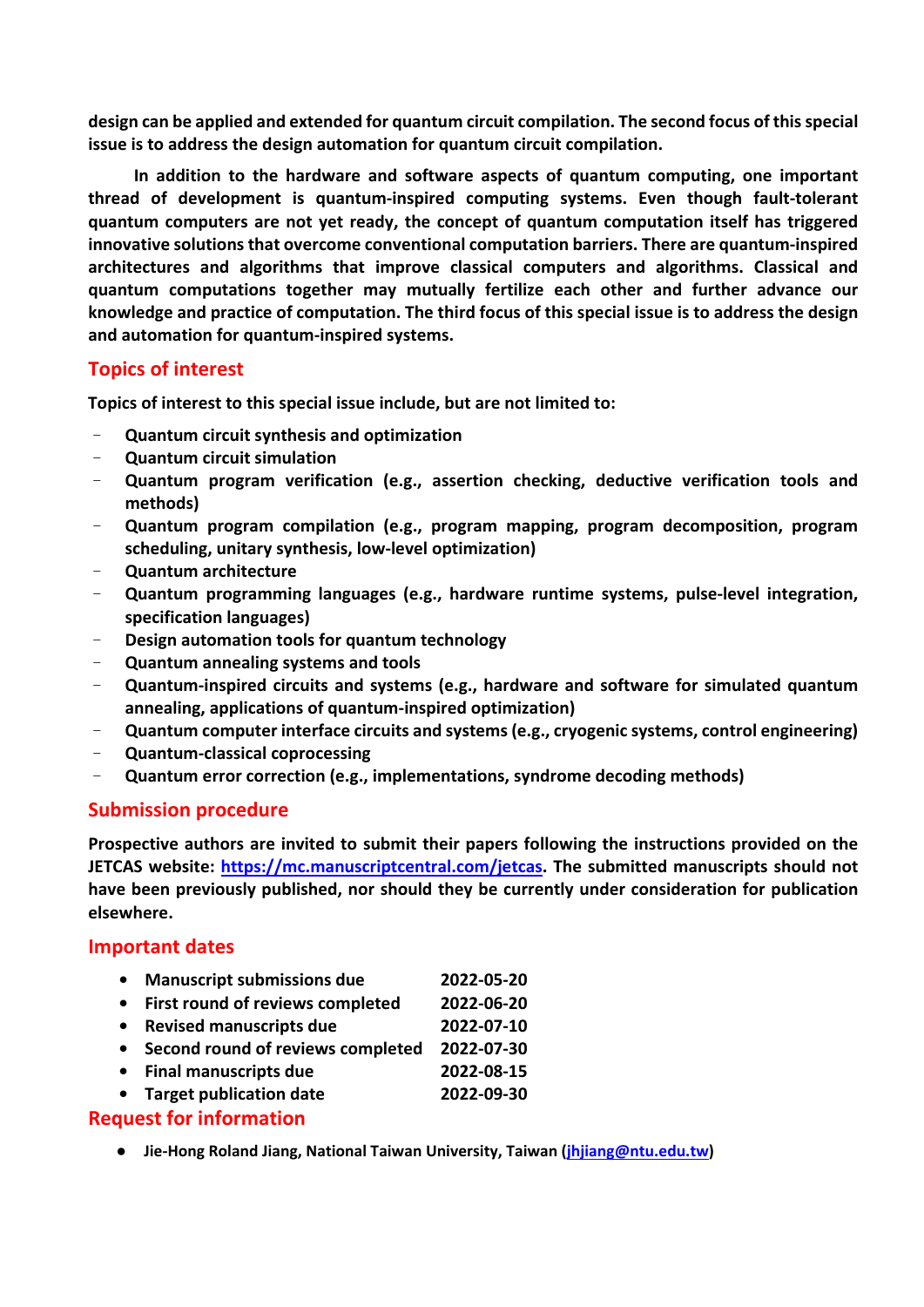**design can be applied and extended for quantum circuit compilation. The second focus of this special issue is to address the design automation for quantum circuit compilation.**

**In addition to the hardware and software aspects of quantum computing, one important thread of development is quantum-inspired computing systems. Even though fault-tolerant quantum computers are not yet ready, the concept of quantum computation itself has triggered innovative solutions that overcome conventional computation barriers. There are quantum-inspired architectures and algorithms that improve classical computers and algorithms. Classical and quantum computations together may mutually fertilize each other and further advance our knowledge and practice of computation. The third focus of this special issue is to address the design and automation for quantum-inspired systems.**

## Topics of interest

**Topics of interest to this special issue include, but are not limited to:**

- **Quantum circuit synthesis and optimization**
- **Quantum circuit simulation**
- **Quantum program verification (e.g., assertion checking, deductive verification tools and methods)**
- **Quantum program compilation (e.g., program mapping, program decomposition, program scheduling, unitary synthesis, low-level optimization)**
- **Quantum architecture**
- **Quantum programming languages (e.g., hardware runtime systems, pulse-level integration, specification languages)**
- **Design automation tools for quantum technology**
- **Quantum annealing systems and tools**
- **Quantum-inspired circuits and systems (e.g., hardware and software for simulated quantum annealing, applications of quantum-inspired optimization)**
- **Quantum computer interface circuits and systems (e.g., cryogenic systems, control engineering)**
- **Quantum-classical coprocessing**
- **Quantum error correction (e.g., implementations, syndrome decoding methods)**

## Submission procedure

**Prospective authors are invited to submit their papers following the instructions provided on the JETCAS website: https://mc.manuscriptcentral.com/jetcas. The submitted manuscripts should not have been previously published, nor should they be currently under consideration for publication elsewhere.**

## Important dates

| | |
|---|---|
| **Manuscript submissions due** | **2022-05-20** |
| **First round of reviews completed** | **2022-06-20** |
| **Revised manuscripts due** | **2022-07-10** |
| **Second round of reviews completed** | **2022-07-30** |
| **Final manuscripts due** | **2022-08-15** |
| **Target publication date** | **2022-09-30** |

## Request for information

- **Jie-Hong Roland Jiang, National Taiwan University, Taiwan (jhjiang@ntu.edu.tw)**